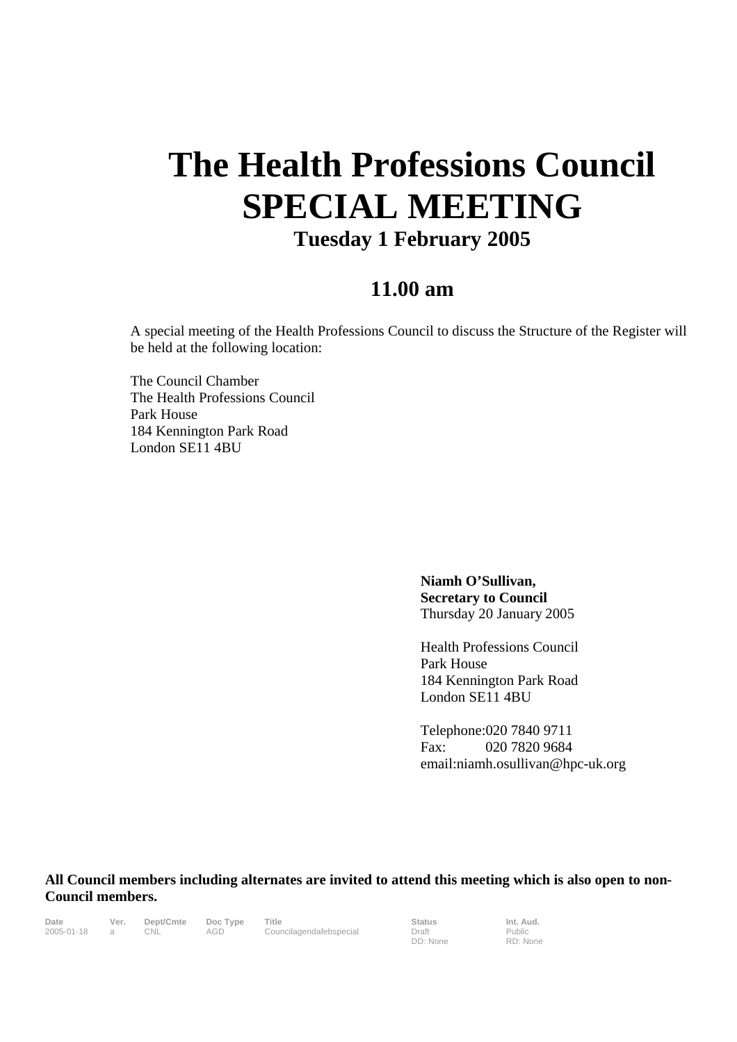# The Health Professions Council SPECIAL MEETING

## Tuesday 1 February 2005

## 11.00 am

A special meeting of the Health Professions Council to discuss the Structure of the Register will be held at the following location:

The Council Chamber
The Health Professions Council
Park House
184 Kennington Park Road
London SE11 4BU

**Niamh O'Sullivan,**
**Secretary to Council**
Thursday 20 January 2005

Health Professions Council
Park House
184 Kennington Park Road
London SE11 4BU

Telephone:020 7840 9711
Fax: 020 7820 9684
email:niamh.osullivan@hpc-uk.org

**All Council members including alternates are invited to attend this meeting which is also open to non-Council members.**

| Date | Ver. | Dept/Cmte | Doc Type | Title | Status | Int. Aud. |
|---|---|---|---|---|---|---|
| 2005-01-18 | a | CNL | AGD | Councilagendafebspecial | Draft<br>DD: None | Public<br>RD: None |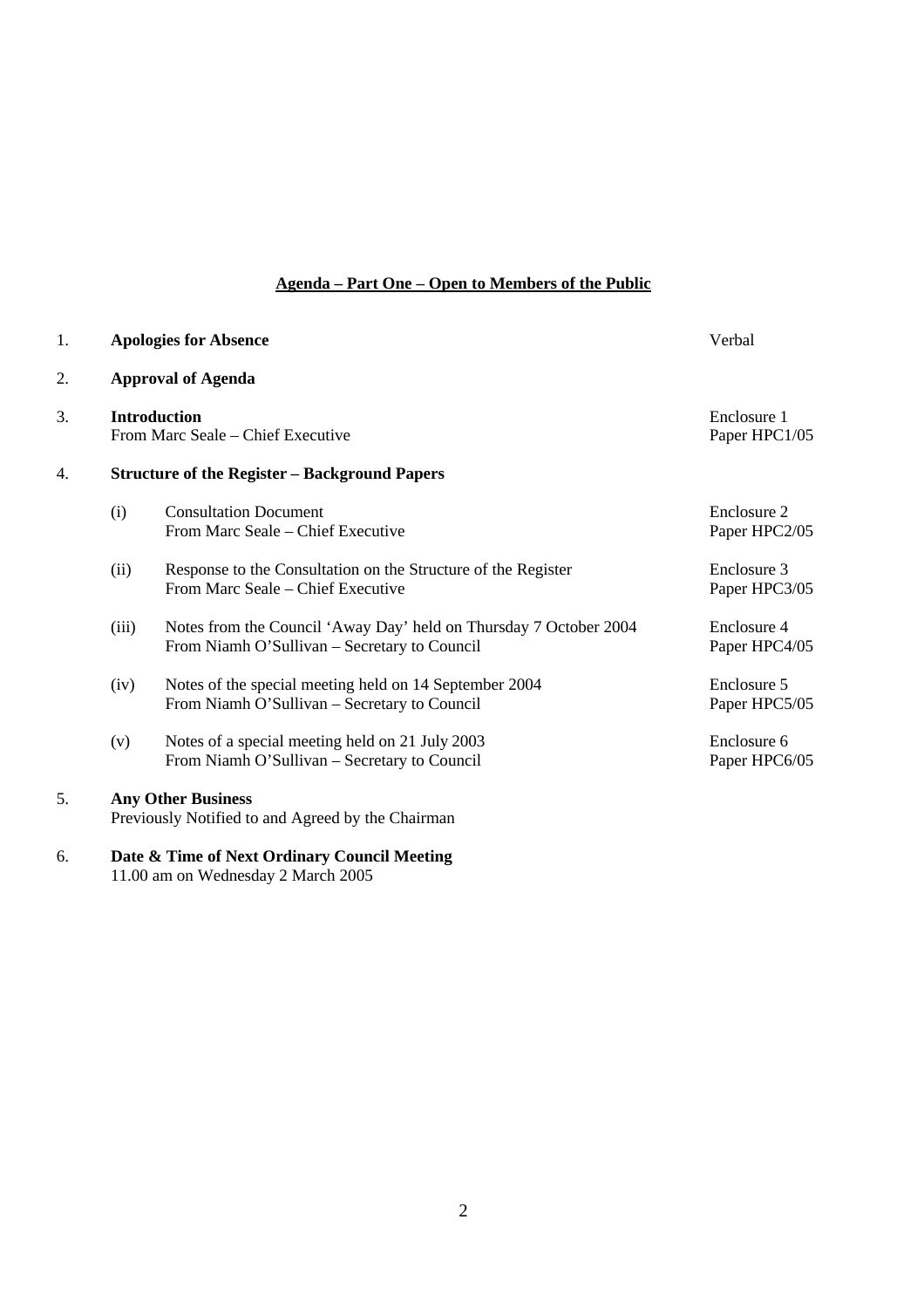## Agenda – Part One – Open to Members of the Public

1. **Apologies for Absence** — Verbal

2. **Approval of Agenda**

3. **Introduction**
   From Marc Seale – Chief Executive — Enclosure 1, Paper HPC1/05

4. **Structure of the Register – Background Papers**

   (i) Consultation Document
   From Marc Seale – Chief Executive — Enclosure 2, Paper HPC2/05

   (ii) Response to the Consultation on the Structure of the Register
   From Marc Seale – Chief Executive — Enclosure 3, Paper HPC3/05

   (iii) Notes from the Council 'Away Day' held on Thursday 7 October 2004
   From Niamh O'Sullivan – Secretary to Council — Enclosure 4, Paper HPC4/05

   (iv) Notes of the special meeting held on 14 September 2004
   From Niamh O'Sullivan – Secretary to Council — Enclosure 5, Paper HPC5/05

   (v) Notes of a special meeting held on 21 July 2003
   From Niamh O'Sullivan – Secretary to Council — Enclosure 6, Paper HPC6/05

5. **Any Other Business**
   Previously Notified to and Agreed by the Chairman

6. **Date & Time of Next Ordinary Council Meeting**
   11.00 am on Wednesday 2 March 2005